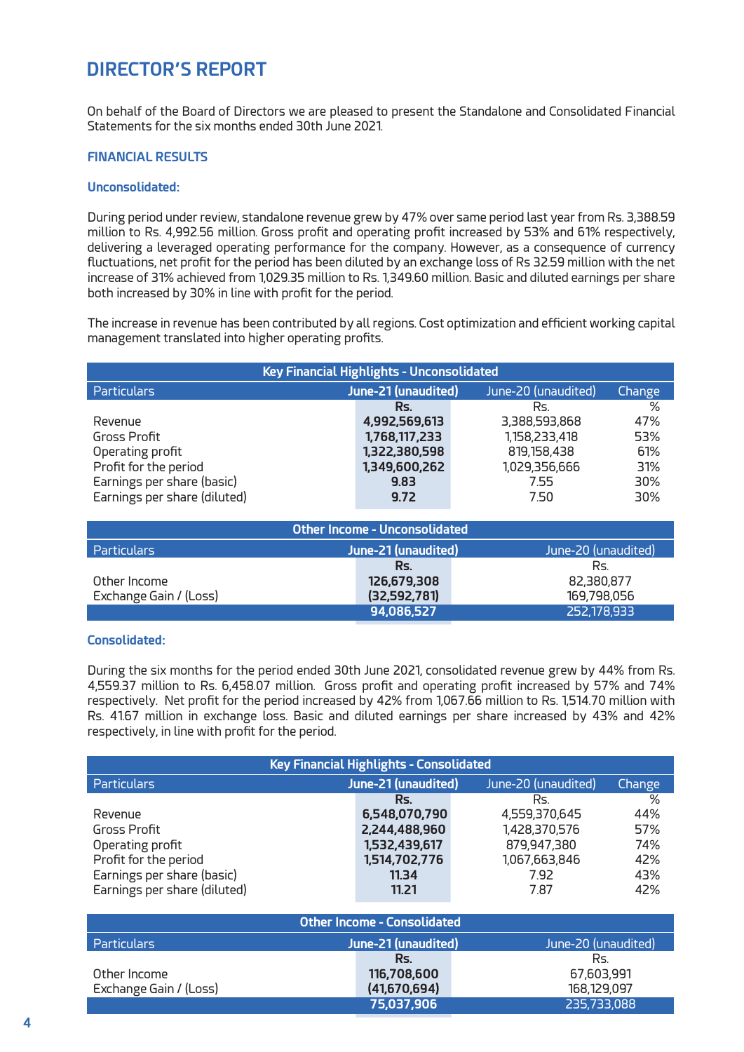# DIRECTOR'S REPORT

On behalf of the Board of Directors we are pleased to present the Standalone and Consolidated Financial Statements for the six months ended 30th June 2021.

## FINANCIAL RESULTS

### Unconsolidated:

During period under review, standalone revenue grew by 47% over same period last year from Rs. 3,388.59 million to Rs. 4,992.56 million. Gross profit and operating profit increased by 53% and 61% respectively, delivering a leveraged operating performance for the company. However, as a consequence of currency fluctuations, net profit for the period has been diluted by an exchange loss of Rs 32.59 million with the net increase of 31% achieved from 1,029.35 million to Rs. 1,349.60 million. Basic and diluted earnings per share both increased by 30% in line with profit for the period.

The increase in revenue has been contributed by all regions. Cost optimization and efficient working capital management translated into higher operating profits.

**Key Financial Highlights - Unconsolidated**

| Particulars | June-21 (unaudited) | June-20 (unaudited) | Change |
|---|---|---|---|
| | Rs. | Rs. | % |
| Revenue | **4,992,569,613** | 3,388,593,868 | 47% |
| Gross Profit | **1,768,117,233** | 1,158,233,418 | 53% |
| Operating profit | **1,322,380,598** | 819,158,438 | 61% |
| Profit for the period | **1,349,600,262** | 1,029,356,666 | 31% |
| Earnings per share (basic) | **9.83** | 7.55 | 30% |
| Earnings per share (diluted) | **9.72** | 7.50 | 30% |

**Other Income - Unconsolidated**

| Particulars | June-21 (unaudited) | June-20 (unaudited) |
|---|---|---|
| | Rs. | Rs. |
| Other Income | **126,679,308** | 82,380,877 |
| Exchange Gain / (Loss) | **(32,592,781)** | 169,798,056 |
| | **94,086,527** | 252,178,933 |

### Consolidated:

During the six months for the period ended 30th June 2021, consolidated revenue grew by 44% from Rs. 4,559.37 million to Rs. 6,458.07 million. Gross profit and operating profit increased by 57% and 74% respectively. Net profit for the period increased by 42% from 1,067.66 million to Rs. 1,514.70 million with Rs. 41.67 million in exchange loss. Basic and diluted earnings per share increased by 43% and 42% respectively, in line with profit for the period.

**Key Financial Highlights - Consolidated**

| Particulars | June-21 (unaudited) | June-20 (unaudited) | Change |
|---|---|---|---|
| | Rs. | Rs. | % |
| Revenue | **6,548,070,790** | 4,559,370,645 | 44% |
| Gross Profit | **2,244,488,960** | 1,428,370,576 | 57% |
| Operating profit | **1,532,439,617** | 879,947,380 | 74% |
| Profit for the period | **1,514,702,776** | 1,067,663,846 | 42% |
| Earnings per share (basic) | **11.34** | 7.92 | 43% |
| Earnings per share (diluted) | **11.21** | 7.87 | 42% |

**Other Income - Consolidated**

| Particulars | June-21 (unaudited) | June-20 (unaudited) |
|---|---|---|
| | Rs. | Rs. |
| Other Income | **116,708,600** | 67,603,991 |
| Exchange Gain / (Loss) | **(41,670,694)** | 168,129,097 |
| | **75,037,906** | 235,733,088 |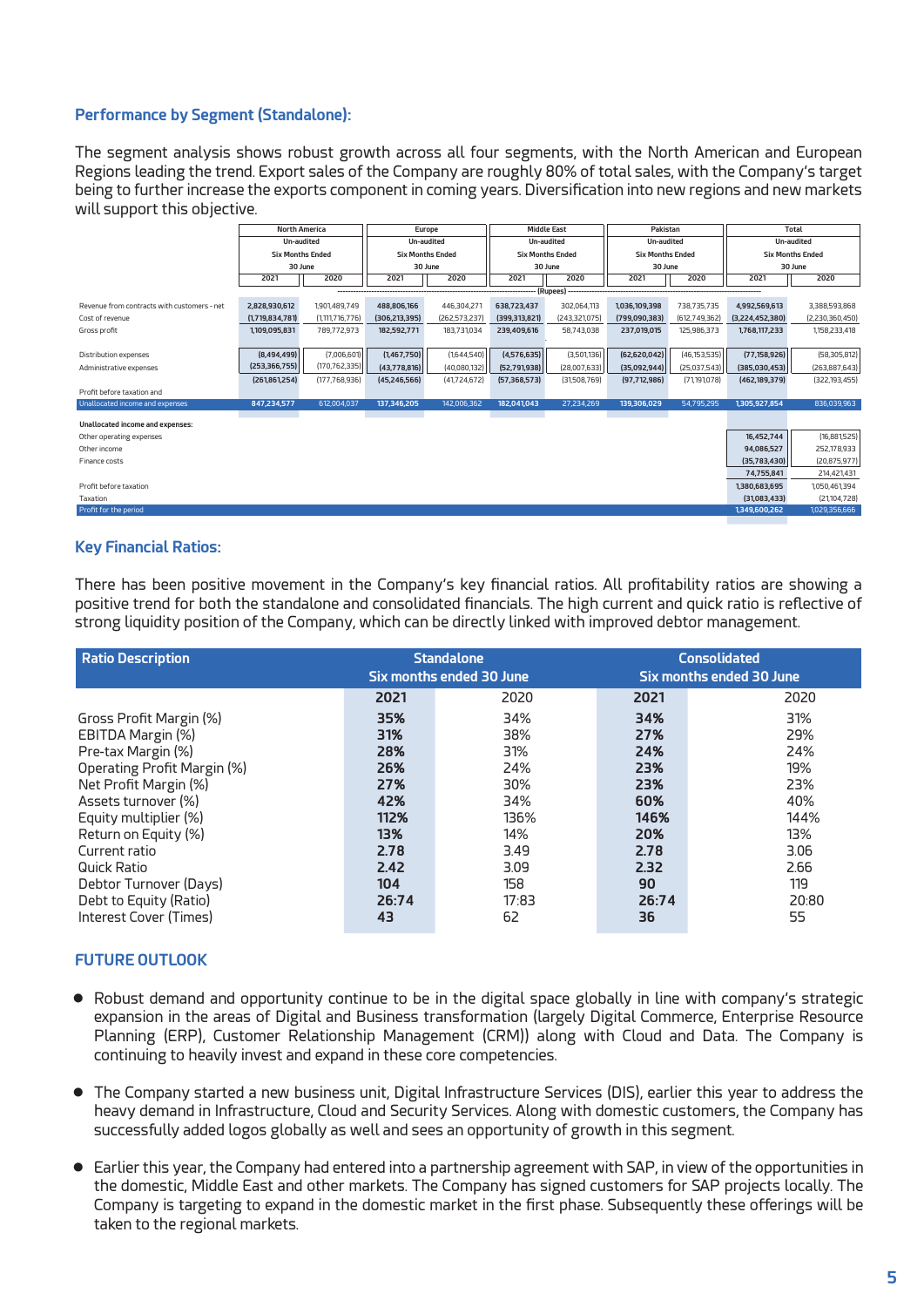## Performance by Segment (Standalone):

The segment analysis shows robust growth across all four segments, with the North American and European Regions leading the trend. Export sales of the Company are roughly 80% of total sales, with the Company's target being to further increase the exports component in coming years. Diversification into new regions and new markets will support this objective.

| | North America | | Europe | | Middle East | | Pakistan | | Total | |
|---|---|---|---|---|---|---|---|---|---|---|
| | Un-audited Six Months Ended 30 June | | Un-audited Six Months Ended 30 June | | Un-audited Six Months Ended 30 June | | Un-audited Six Months Ended 30 June | | Un-audited Six Months Ended 30 June | |
| | 2021 | 2020 | 2021 | 2020 | 2021 | 2020 | 2021 | 2020 | 2021 | 2020 |
| | (Rupees) | | | | | | | | | |
| Revenue from contracts with customers - net | 2,828,930,612 | 1,901,489,749 | 488,806,166 | 446,304,271 | 638,723,437 | 302,064,113 | 1,036,109,398 | 738,735,735 | 4,992,569,613 | 3,388,593,868 |
| Cost of revenue | (1,719,834,781) | (1,111,716,776) | (306,213,395) | (262,573,237) | (399,313,821) | (243,321,075) | (799,090,383) | (612,749,362) | (3,224,452,380) | (2,230,360,450) |
| Gross profit | 1,109,095,831 | 789,772,973 | 182,592,771 | 183,731,034 | 239,409,616 | 58,743,038 | 237,019,015 | 125,986,373 | 1,768,117,233 | 1,158,233,418 |
| Distribution expenses | (8,494,499) | (7,006,601) | (1,467,750) | (1,644,540) | (4,576,635) | (3,501,136) | (62,620,042) | (46,153,535) | (77,158,926) | (58,305,812) |
| Administrative expenses | (253,366,755) | (170,762,335) | (43,778,816) | (40,080,132) | (52,791,938) | (28,007,633) | (35,092,944) | (25,037,543) | (385,030,453) | (263,887,643) |
| | (261,861,254) | (177,768,936) | (45,246,566) | (41,724,672) | (57,368,573) | (31,508,769) | (97,712,986) | (71,191,078) | (462,189,379) | (322,193,455) |
| Profit before taxation and Unallocated income and expenses | 847,234,577 | 612,004,037 | 137,346,205 | 142,006,362 | 182,041,043 | 27,234,269 | 139,306,029 | 54,795,295 | 1,305,927,854 | 836,039,963 |
| **Unallocated income and expenses:** | | | | | | | | | | |
| Other operating expenses | | | | | | | | | 16,452,744 | (16,881,525) |
| Other income | | | | | | | | | 94,086,527 | 252,178,933 |
| Finance costs | | | | | | | | | (35,783,430) | (20,875,977) |
| | | | | | | | | | 74,755,841 | 214,421,431 |
| Profit before taxation | | | | | | | | | 1,380,683,695 | 1,050,461,394 |
| Taxation | | | | | | | | | (31,083,433) | (21,104,728) |
| Profit for the period | | | | | | | | | 1,349,600,262 | 1,029,356,666 |

## Key Financial Ratios:

There has been positive movement in the Company's key financial ratios. All profitability ratios are showing a positive trend for both the standalone and consolidated financials. The high current and quick ratio is reflective of strong liquidity position of the Company, which can be directly linked with improved debtor management.

| Ratio Description | Standalone Six months ended 30 June | | Consolidated Six months ended 30 June | |
|---|---|---|---|---|
| | **2021** | 2020 | **2021** | 2020 |
| Gross Profit Margin (%) | **35%** | 34% | **34%** | 31% |
| EBITDA Margin (%) | **31%** | 38% | **27%** | 29% |
| Pre-tax Margin (%) | **28%** | 31% | **24%** | 24% |
| Operating Profit Margin (%) | **26%** | 24% | **23%** | 19% |
| Net Profit Margin (%) | **27%** | 30% | **23%** | 23% |
| Assets turnover (%) | **42%** | 34% | **60%** | 40% |
| Equity multiplier (%) | **112%** | 136% | **146%** | 144% |
| Return on Equity (%) | **13%** | 14% | **20%** | 13% |
| Current ratio | **2.78** | 3.49 | **2.78** | 3.06 |
| Quick Ratio | **2.42** | 3.09 | **2.32** | 2.66 |
| Debtor Turnover (Days) | **104** | 158 | **90** | 119 |
| Debt to Equity (Ratio) | **26:74** | 17:83 | **26:74** | 20:80 |
| Interest Cover (Times) | **43** | 62 | **36** | 55 |

## FUTURE OUTLOOK

- Robust demand and opportunity continue to be in the digital space globally in line with company's strategic expansion in the areas of Digital and Business transformation (largely Digital Commerce, Enterprise Resource Planning (ERP), Customer Relationship Management (CRM)) along with Cloud and Data. The Company is continuing to heavily invest and expand in these core competencies.
- The Company started a new business unit, Digital Infrastructure Services (DIS), earlier this year to address the heavy demand in Infrastructure, Cloud and Security Services. Along with domestic customers, the Company has successfully added logos globally as well and sees an opportunity of growth in this segment.
- Earlier this year, the Company had entered into a partnership agreement with SAP, in view of the opportunities in the domestic, Middle East and other markets. The Company has signed customers for SAP projects locally. The Company is targeting to expand in the domestic market in the first phase. Subsequently these offerings will be taken to the regional markets.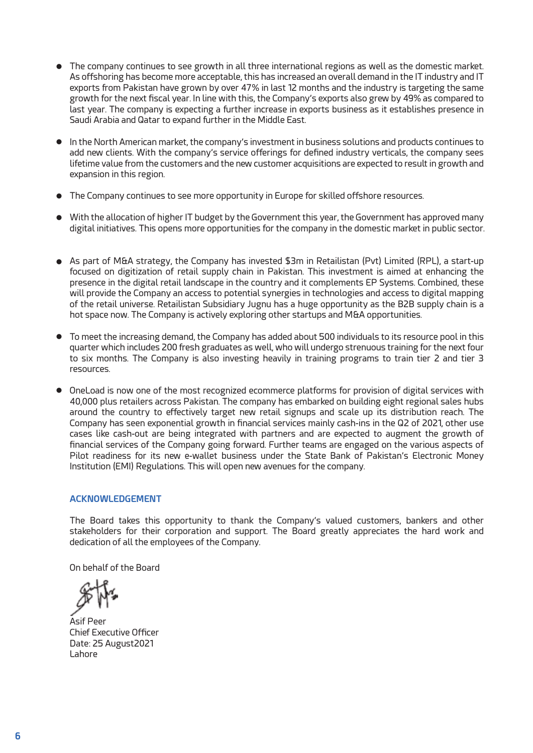- The company continues to see growth in all three international regions as well as the domestic market. As offshoring has become more acceptable, this has increased an overall demand in the IT industry and IT exports from Pakistan have grown by over 47% in last 12 months and the industry is targeting the same growth for the next fiscal year. In line with this, the Company's exports also grew by 49% as compared to last year. The company is expecting a further increase in exports business as it establishes presence in Saudi Arabia and Qatar to expand further in the Middle East.

- In the North American market, the company's investment in business solutions and products continues to add new clients. With the company's service offerings for defined industry verticals, the company sees lifetime value from the customers and the new customer acquisitions are expected to result in growth and expansion in this region.

- The Company continues to see more opportunity in Europe for skilled offshore resources.

- With the allocation of higher IT budget by the Government this year, the Government has approved many digital initiatives. This opens more opportunities for the company in the domestic market in public sector.

- As part of M&A strategy, the Company has invested $3m in Retailistan (Pvt) Limited (RPL), a start-up focused on digitization of retail supply chain in Pakistan. This investment is aimed at enhancing the presence in the digital retail landscape in the country and it complements EP Systems. Combined, these will provide the Company an access to potential synergies in technologies and access to digital mapping of the retail universe. Retailistan Subsidiary Jugnu has a huge opportunity as the B2B supply chain is a hot space now. The Company is actively exploring other startups and M&A opportunities.

- To meet the increasing demand, the Company has added about 500 individuals to its resource pool in this quarter which includes 200 fresh graduates as well, who will undergo strenuous training for the next four to six months. The Company is also investing heavily in training programs to train tier 2 and tier 3 resources.

- OneLoad is now one of the most recognized ecommerce platforms for provision of digital services with 40,000 plus retailers across Pakistan. The company has embarked on building eight regional sales hubs around the country to effectively target new retail signups and scale up its distribution reach. The Company has seen exponential growth in financial services mainly cash-ins in the Q2 of 2021, other use cases like cash-out are being integrated with partners and are expected to augment the growth of financial services of the Company going forward. Further teams are engaged on the various aspects of Pilot readiness for its new e-wallet business under the State Bank of Pakistan's Electronic Money Institution (EMI) Regulations. This will open new avenues for the company.

## ACKNOWLEDGEMENT

The Board takes this opportunity to thank the Company's valued customers, bankers and other stakeholders for their corporation and support. The Board greatly appreciates the hard work and dedication of all the employees of the Company.

On behalf of the Board

Asif Peer
Chief Executive Officer
Date: 25 August2021
Lahore